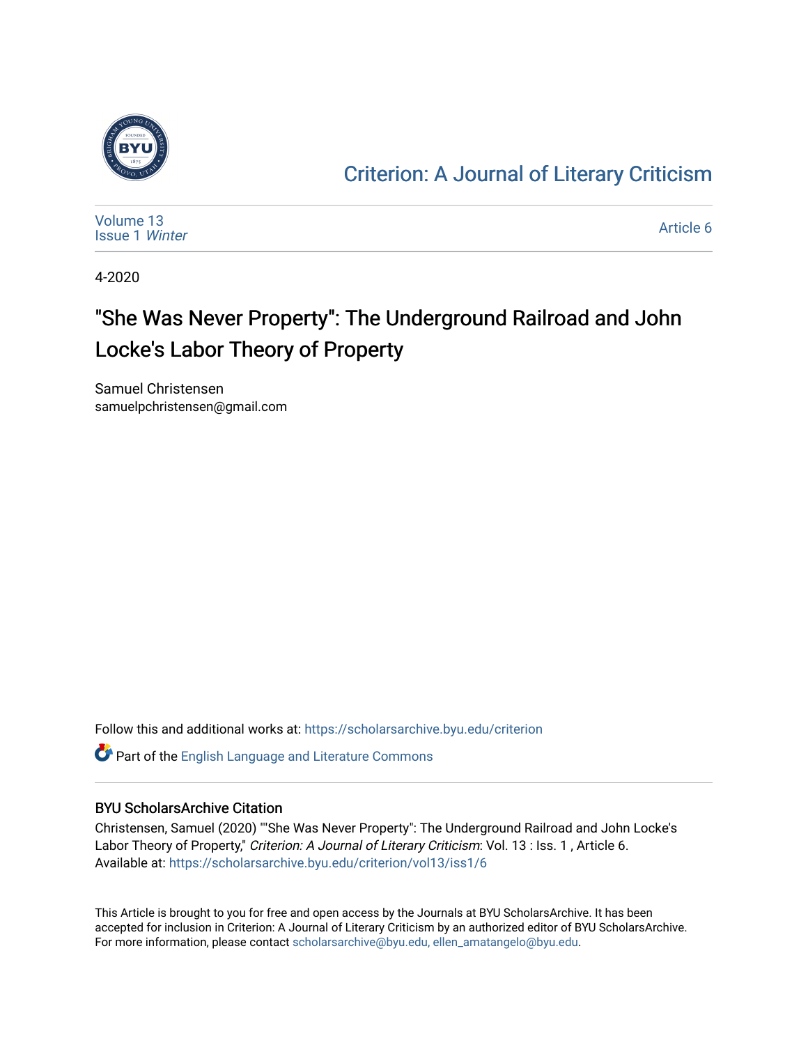Criterion: A Journal of Literary Criticism

Volume 13
Issue 1 *Winter*

Article 6

4-2020

# "She Was Never Property": The Underground Railroad and John Locke's Labor Theory of Property

Samuel Christensen
samuelpchristensen@gmail.com

Follow this and additional works at: https://scholarsarchive.byu.edu/criterion

Part of the English Language and Literature Commons

## BYU ScholarsArchive Citation

Christensen, Samuel (2020) ""She Was Never Property": The Underground Railroad and John Locke's Labor Theory of Property," *Criterion: A Journal of Literary Criticism*: Vol. 13 : Iss. 1 , Article 6.
Available at: https://scholarsarchive.byu.edu/criterion/vol13/iss1/6

This Article is brought to you for free and open access by the Journals at BYU ScholarsArchive. It has been accepted for inclusion in Criterion: A Journal of Literary Criticism by an authorized editor of BYU ScholarsArchive. For more information, please contact scholarsarchive@byu.edu, ellen_amatangelo@byu.edu.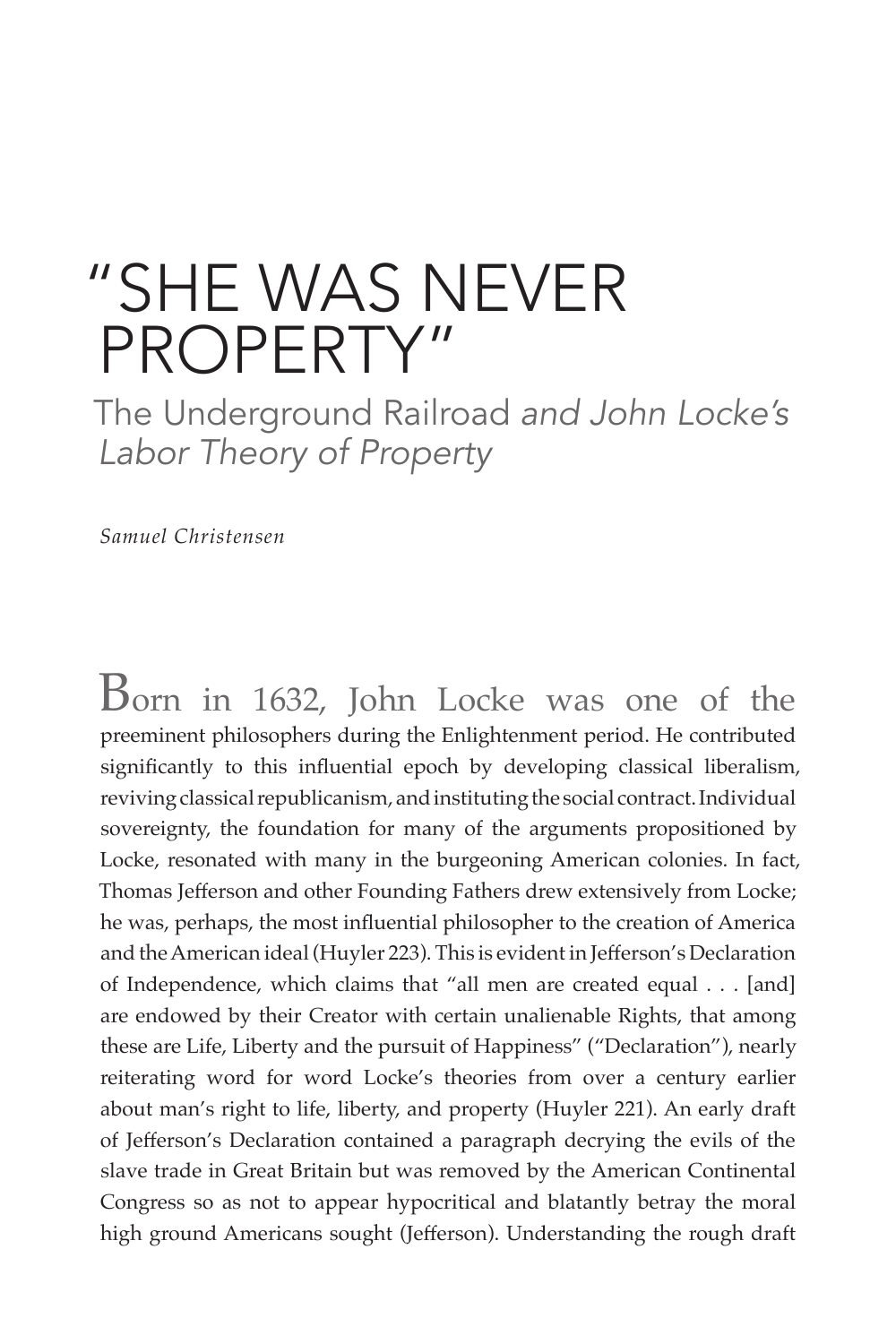# "SHE WAS NEVER PROPERTY"

## The Underground Railroad *and John Locke's Labor Theory of Property*

*Samuel Christensen*

Born in 1632, John Locke was one of the preeminent philosophers during the Enlightenment period. He contributed significantly to this influential epoch by developing classical liberalism, reviving classical republicanism, and instituting the social contract. Individual sovereignty, the foundation for many of the arguments propositioned by Locke, resonated with many in the burgeoning American colonies. In fact, Thomas Jefferson and other Founding Fathers drew extensively from Locke; he was, perhaps, the most influential philosopher to the creation of America and the American ideal (Huyler 223). This is evident in Jefferson's Declaration of Independence, which claims that "all men are created equal . . . [and] are endowed by their Creator with certain unalienable Rights, that among these are Life, Liberty and the pursuit of Happiness" ("Declaration"), nearly reiterating word for word Locke's theories from over a century earlier about man's right to life, liberty, and property (Huyler 221). An early draft of Jefferson's Declaration contained a paragraph decrying the evils of the slave trade in Great Britain but was removed by the American Continental Congress so as not to appear hypocritical and blatantly betray the moral high ground Americans sought (Jefferson). Understanding the rough draft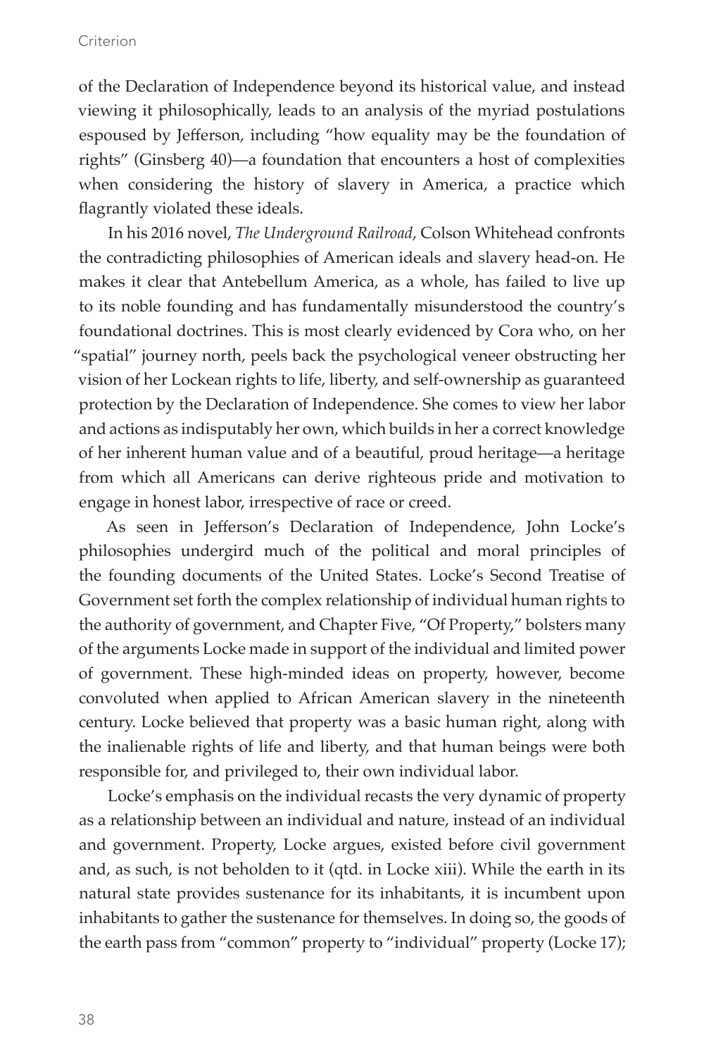of the Declaration of Independence beyond its historical value, and instead viewing it philosophically, leads to an analysis of the myriad postulations espoused by Jefferson, including "how equality may be the foundation of rights" (Ginsberg 40)—a foundation that encounters a host of complexities when considering the history of slavery in America, a practice which flagrantly violated these ideals.

In his 2016 novel, *The Underground Railroad*, Colson Whitehead confronts the contradicting philosophies of American ideals and slavery head-on. He makes it clear that Antebellum America, as a whole, has failed to live up to its noble founding and has fundamentally misunderstood the country's foundational doctrines. This is most clearly evidenced by Cora who, on her "spatial" journey north, peels back the psychological veneer obstructing her vision of her Lockean rights to life, liberty, and self-ownership as guaranteed protection by the Declaration of Independence. She comes to view her labor and actions as indisputably her own, which builds in her a correct knowledge of her inherent human value and of a beautiful, proud heritage—a heritage from which all Americans can derive righteous pride and motivation to engage in honest labor, irrespective of race or creed.

As seen in Jefferson's Declaration of Independence, John Locke's philosophies undergird much of the political and moral principles of the founding documents of the United States. Locke's Second Treatise of Government set forth the complex relationship of individual human rights to the authority of government, and Chapter Five, "Of Property," bolsters many of the arguments Locke made in support of the individual and limited power of government. These high-minded ideas on property, however, become convoluted when applied to African American slavery in the nineteenth century. Locke believed that property was a basic human right, along with the inalienable rights of life and liberty, and that human beings were both responsible for, and privileged to, their own individual labor.

Locke's emphasis on the individual recasts the very dynamic of property as a relationship between an individual and nature, instead of an individual and government. Property, Locke argues, existed before civil government and, as such, is not beholden to it (qtd. in Locke xiii). While the earth in its natural state provides sustenance for its inhabitants, it is incumbent upon inhabitants to gather the sustenance for themselves. In doing so, the goods of the earth pass from "common" property to "individual" property (Locke 17);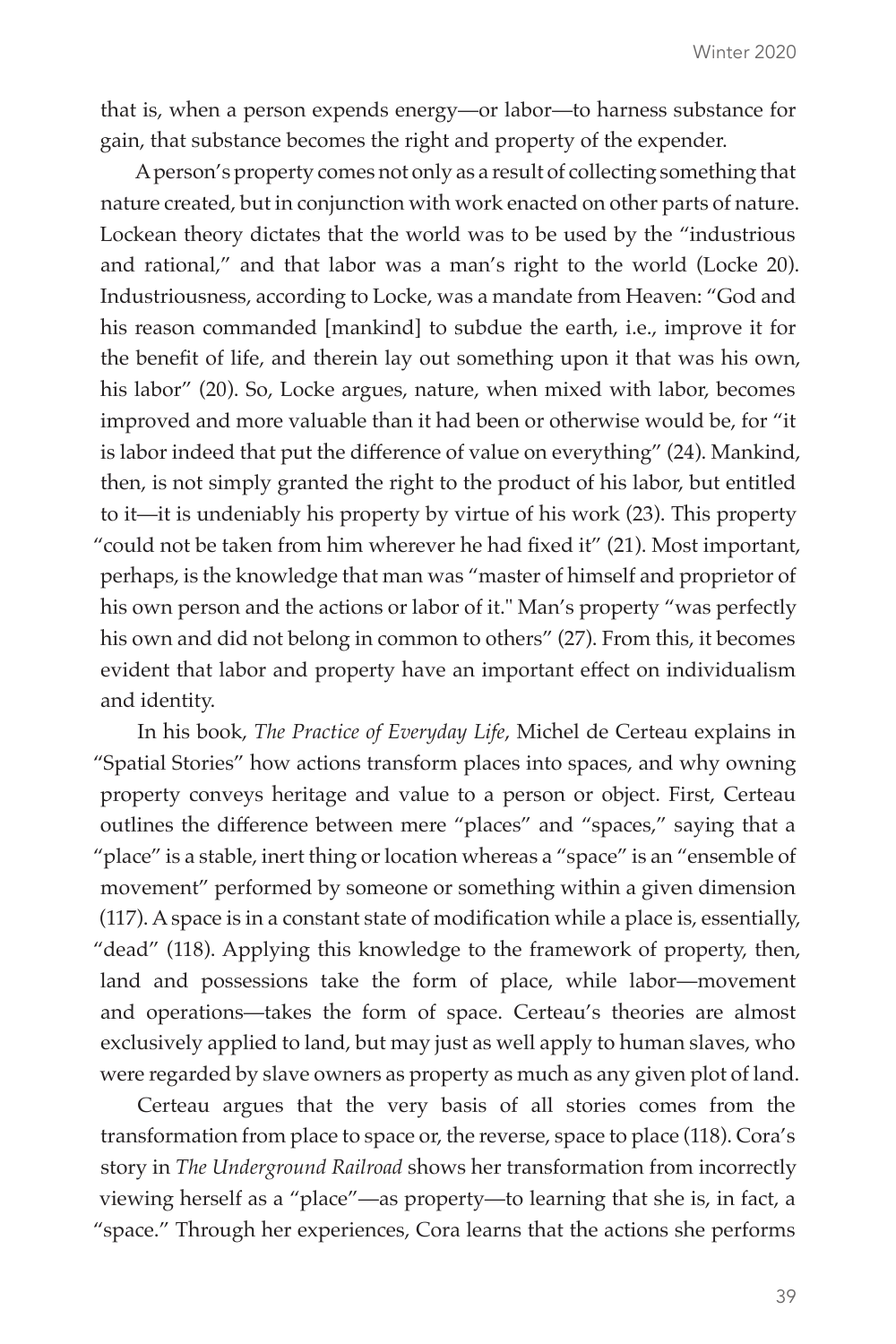that is, when a person expends energy—or labor—to harness substance for gain, that substance becomes the right and property of the expender.

A person's property comes not only as a result of collecting something that nature created, but in conjunction with work enacted on other parts of nature. Lockean theory dictates that the world was to be used by the "industrious and rational," and that labor was a man's right to the world (Locke 20). Industriousness, according to Locke, was a mandate from Heaven: "God and his reason commanded [mankind] to subdue the earth, i.e., improve it for the benefit of life, and therein lay out something upon it that was his own, his labor" (20). So, Locke argues, nature, when mixed with labor, becomes improved and more valuable than it had been or otherwise would be, for "it is labor indeed that put the difference of value on everything" (24). Mankind, then, is not simply granted the right to the product of his labor, but entitled to it—it is undeniably his property by virtue of his work (23). This property "could not be taken from him wherever he had fixed it" (21). Most important, perhaps, is the knowledge that man was "master of himself and proprietor of his own person and the actions or labor of it." Man's property "was perfectly his own and did not belong in common to others" (27). From this, it becomes evident that labor and property have an important effect on individualism and identity.

In his book, *The Practice of Everyday Life*, Michel de Certeau explains in "Spatial Stories" how actions transform places into spaces, and why owning property conveys heritage and value to a person or object. First, Certeau outlines the difference between mere "places" and "spaces," saying that a "place" is a stable, inert thing or location whereas a "space" is an "ensemble of movement" performed by someone or something within a given dimension (117). A space is in a constant state of modification while a place is, essentially, "dead" (118). Applying this knowledge to the framework of property, then, land and possessions take the form of place, while labor—movement and operations—takes the form of space. Certeau's theories are almost exclusively applied to land, but may just as well apply to human slaves, who were regarded by slave owners as property as much as any given plot of land.

Certeau argues that the very basis of all stories comes from the transformation from place to space or, the reverse, space to place (118). Cora's story in *The Underground Railroad* shows her transformation from incorrectly viewing herself as a "place"—as property—to learning that she is, in fact, a "space." Through her experiences, Cora learns that the actions she performs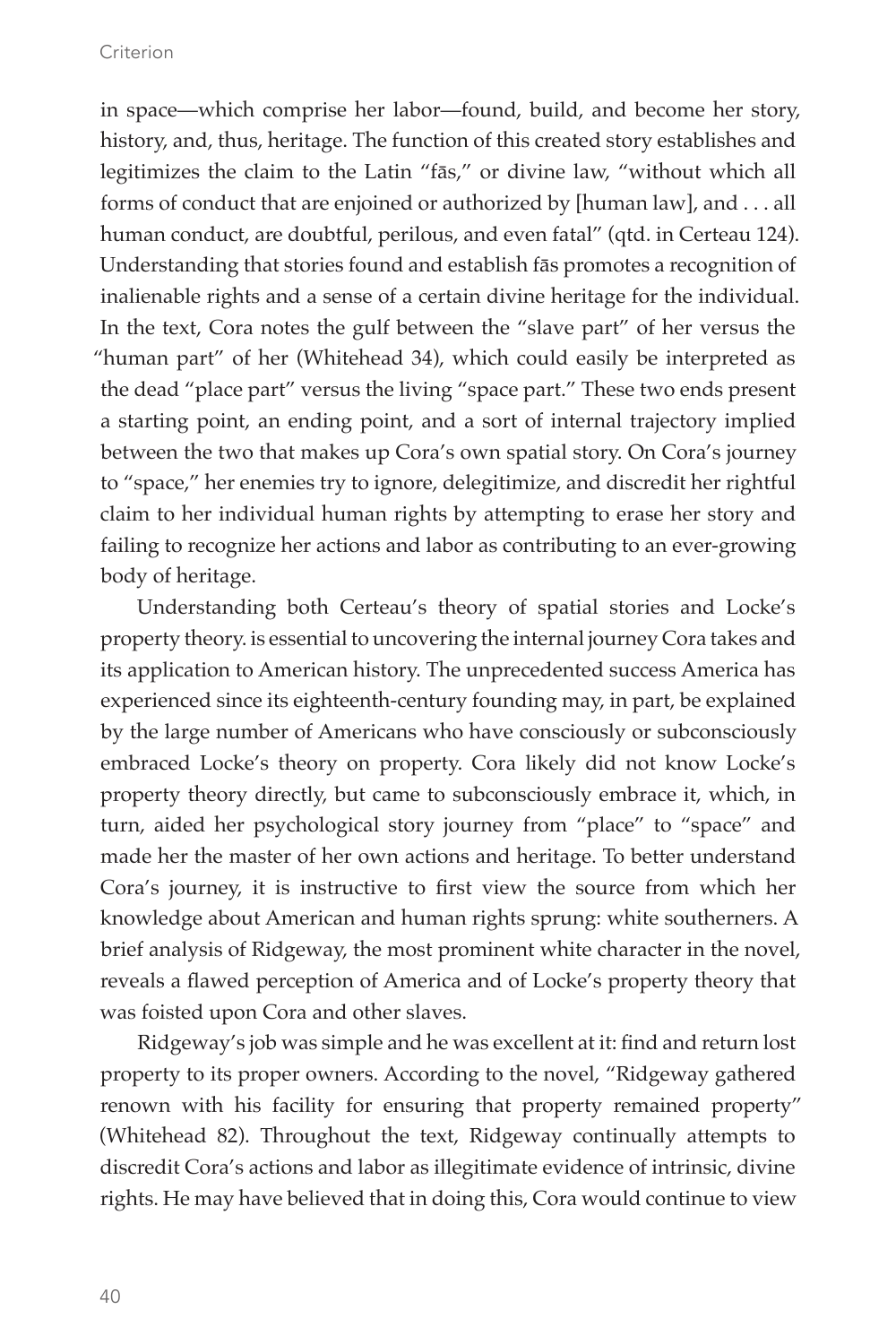in space—which comprise her labor—found, build, and become her story, history, and, thus, heritage. The function of this created story establishes and legitimizes the claim to the Latin "fās," or divine law, "without which all forms of conduct that are enjoined or authorized by [human law], and . . . all human conduct, are doubtful, perilous, and even fatal" (qtd. in Certeau 124). Understanding that stories found and establish fās promotes a recognition of inalienable rights and a sense of a certain divine heritage for the individual. In the text, Cora notes the gulf between the "slave part" of her versus the "human part" of her (Whitehead 34), which could easily be interpreted as the dead "place part" versus the living "space part." These two ends present a starting point, an ending point, and a sort of internal trajectory implied between the two that makes up Cora's own spatial story. On Cora's journey to "space," her enemies try to ignore, delegitimize, and discredit her rightful claim to her individual human rights by attempting to erase her story and failing to recognize her actions and labor as contributing to an ever-growing body of heritage.

Understanding both Certeau's theory of spatial stories and Locke's property theory. is essential to uncovering the internal journey Cora takes and its application to American history. The unprecedented success America has experienced since its eighteenth-century founding may, in part, be explained by the large number of Americans who have consciously or subconsciously embraced Locke's theory on property. Cora likely did not know Locke's property theory directly, but came to subconsciously embrace it, which, in turn, aided her psychological story journey from "place" to "space" and made her the master of her own actions and heritage. To better understand Cora's journey, it is instructive to first view the source from which her knowledge about American and human rights sprung: white southerners. A brief analysis of Ridgeway, the most prominent white character in the novel, reveals a flawed perception of America and of Locke's property theory that was foisted upon Cora and other slaves.

Ridgeway's job was simple and he was excellent at it: find and return lost property to its proper owners. According to the novel, "Ridgeway gathered renown with his facility for ensuring that property remained property" (Whitehead 82). Throughout the text, Ridgeway continually attempts to discredit Cora's actions and labor as illegitimate evidence of intrinsic, divine rights. He may have believed that in doing this, Cora would continue to view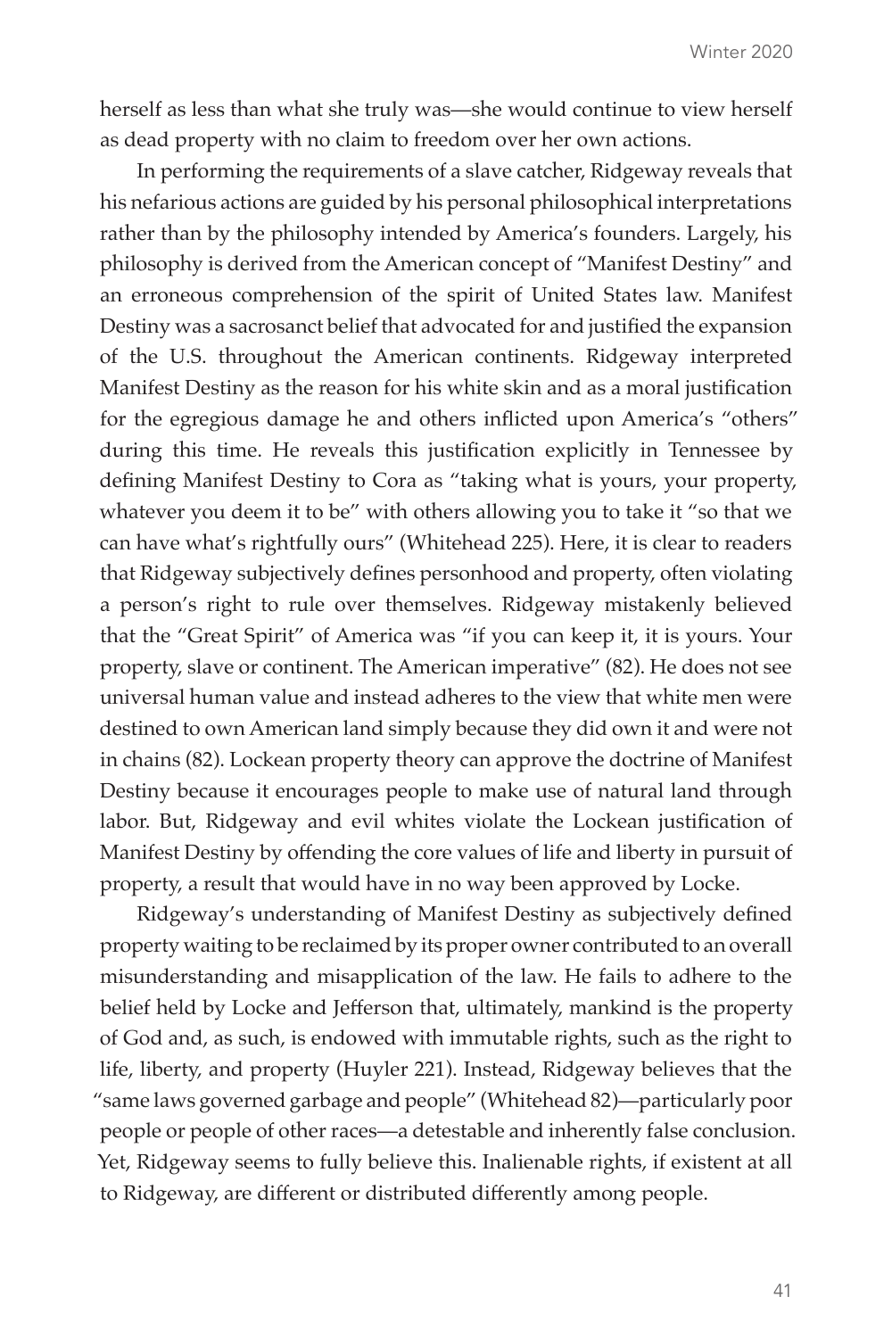herself as less than what she truly was—she would continue to view herself as dead property with no claim to freedom over her own actions.

In performing the requirements of a slave catcher, Ridgeway reveals that his nefarious actions are guided by his personal philosophical interpretations rather than by the philosophy intended by America's founders. Largely, his philosophy is derived from the American concept of "Manifest Destiny" and an erroneous comprehension of the spirit of United States law. Manifest Destiny was a sacrosanct belief that advocated for and justified the expansion of the U.S. throughout the American continents. Ridgeway interpreted Manifest Destiny as the reason for his white skin and as a moral justification for the egregious damage he and others inflicted upon America's "others" during this time. He reveals this justification explicitly in Tennessee by defining Manifest Destiny to Cora as "taking what is yours, your property, whatever you deem it to be" with others allowing you to take it "so that we can have what's rightfully ours" (Whitehead 225). Here, it is clear to readers that Ridgeway subjectively defines personhood and property, often violating a person's right to rule over themselves. Ridgeway mistakenly believed that the "Great Spirit" of America was "if you can keep it, it is yours. Your property, slave or continent. The American imperative" (82). He does not see universal human value and instead adheres to the view that white men were destined to own American land simply because they did own it and were not in chains (82). Lockean property theory can approve the doctrine of Manifest Destiny because it encourages people to make use of natural land through labor. But, Ridgeway and evil whites violate the Lockean justification of Manifest Destiny by offending the core values of life and liberty in pursuit of property, a result that would have in no way been approved by Locke.

Ridgeway's understanding of Manifest Destiny as subjectively defined property waiting to be reclaimed by its proper owner contributed to an overall misunderstanding and misapplication of the law. He fails to adhere to the belief held by Locke and Jefferson that, ultimately, mankind is the property of God and, as such, is endowed with immutable rights, such as the right to life, liberty, and property (Huyler 221). Instead, Ridgeway believes that the "same laws governed garbage and people" (Whitehead 82)—particularly poor people or people of other races—a detestable and inherently false conclusion. Yet, Ridgeway seems to fully believe this. Inalienable rights, if existent at all to Ridgeway, are different or distributed differently among people.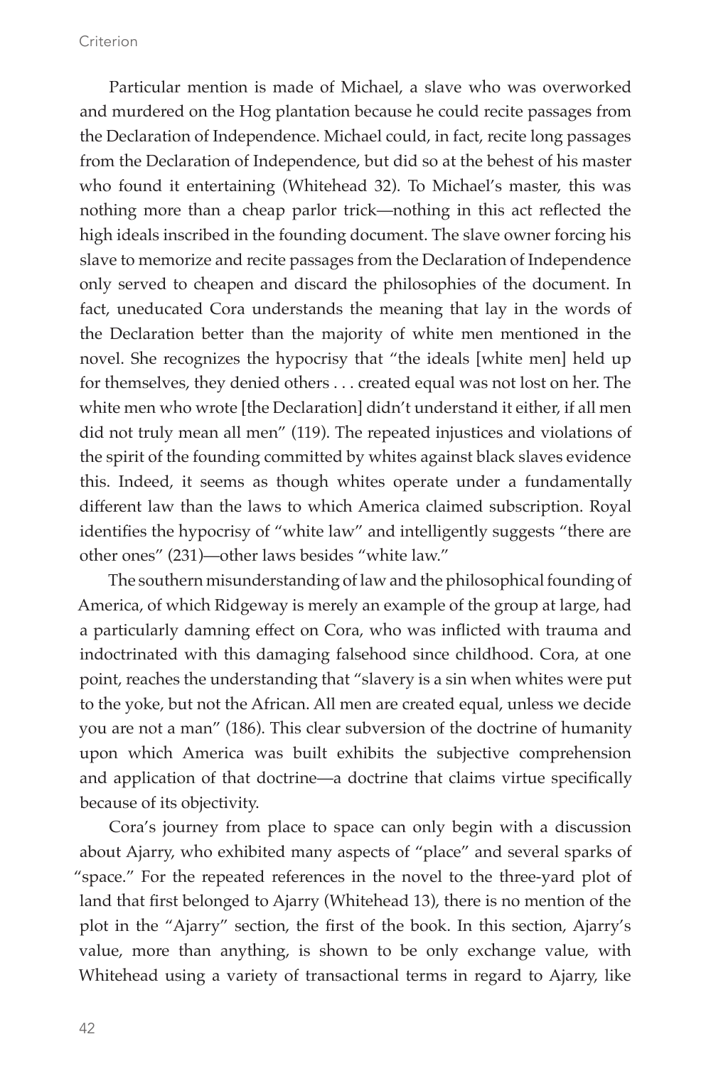Particular mention is made of Michael, a slave who was overworked and murdered on the Hog plantation because he could recite passages from the Declaration of Independence. Michael could, in fact, recite long passages from the Declaration of Independence, but did so at the behest of his master who found it entertaining (Whitehead 32). To Michael's master, this was nothing more than a cheap parlor trick—nothing in this act reflected the high ideals inscribed in the founding document. The slave owner forcing his slave to memorize and recite passages from the Declaration of Independence only served to cheapen and discard the philosophies of the document. In fact, uneducated Cora understands the meaning that lay in the words of the Declaration better than the majority of white men mentioned in the novel. She recognizes the hypocrisy that "the ideals [white men] held up for themselves, they denied others . . . created equal was not lost on her. The white men who wrote [the Declaration] didn't understand it either, if all men did not truly mean all men" (119). The repeated injustices and violations of the spirit of the founding committed by whites against black slaves evidence this. Indeed, it seems as though whites operate under a fundamentally different law than the laws to which America claimed subscription. Royal identifies the hypocrisy of "white law" and intelligently suggests "there are other ones" (231)—other laws besides "white law."

The southern misunderstanding of law and the philosophical founding of America, of which Ridgeway is merely an example of the group at large, had a particularly damning effect on Cora, who was inflicted with trauma and indoctrinated with this damaging falsehood since childhood. Cora, at one point, reaches the understanding that "slavery is a sin when whites were put to the yoke, but not the African. All men are created equal, unless we decide you are not a man" (186). This clear subversion of the doctrine of humanity upon which America was built exhibits the subjective comprehension and application of that doctrine—a doctrine that claims virtue specifically because of its objectivity.

Cora's journey from place to space can only begin with a discussion about Ajarry, who exhibited many aspects of "place" and several sparks of "space." For the repeated references in the novel to the three-yard plot of land that first belonged to Ajarry (Whitehead 13), there is no mention of the plot in the "Ajarry" section, the first of the book. In this section, Ajarry's value, more than anything, is shown to be only exchange value, with Whitehead using a variety of transactional terms in regard to Ajarry, like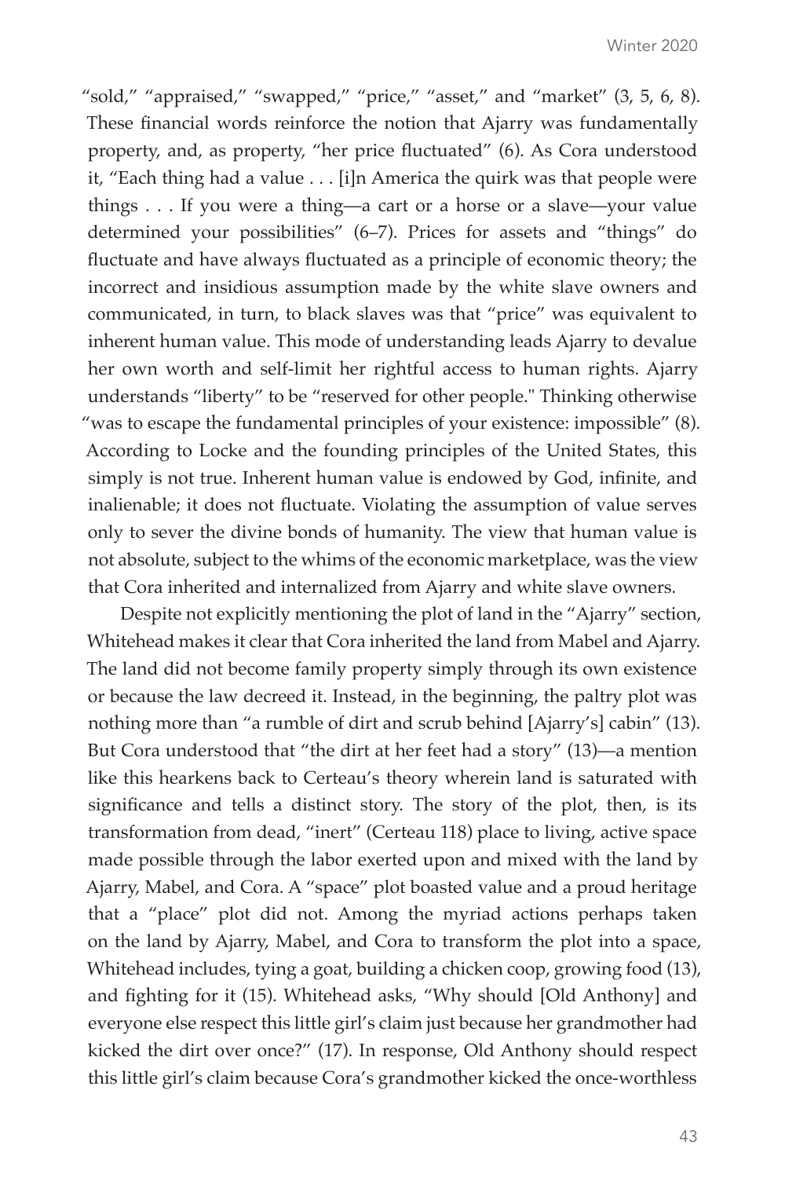"sold," "appraised," "swapped," "price," "asset," and "market" (3, 5, 6, 8). These financial words reinforce the notion that Ajarry was fundamentally property, and, as property, "her price fluctuated" (6). As Cora understood it, "Each thing had a value . . . [i]n America the quirk was that people were things . . . If you were a thing—a cart or a horse or a slave—your value determined your possibilities" (6–7). Prices for assets and "things" do fluctuate and have always fluctuated as a principle of economic theory; the incorrect and insidious assumption made by the white slave owners and communicated, in turn, to black slaves was that "price" was equivalent to inherent human value. This mode of understanding leads Ajarry to devalue her own worth and self-limit her rightful access to human rights. Ajarry understands "liberty" to be "reserved for other people." Thinking otherwise "was to escape the fundamental principles of your existence: impossible" (8). According to Locke and the founding principles of the United States, this simply is not true. Inherent human value is endowed by God, infinite, and inalienable; it does not fluctuate. Violating the assumption of value serves only to sever the divine bonds of humanity. The view that human value is not absolute, subject to the whims of the economic marketplace, was the view that Cora inherited and internalized from Ajarry and white slave owners.

Despite not explicitly mentioning the plot of land in the "Ajarry" section, Whitehead makes it clear that Cora inherited the land from Mabel and Ajarry. The land did not become family property simply through its own existence or because the law decreed it. Instead, in the beginning, the paltry plot was nothing more than "a rumble of dirt and scrub behind [Ajarry's] cabin" (13). But Cora understood that "the dirt at her feet had a story" (13)—a mention like this hearkens back to Certeau's theory wherein land is saturated with significance and tells a distinct story. The story of the plot, then, is its transformation from dead, "inert" (Certeau 118) place to living, active space made possible through the labor exerted upon and mixed with the land by Ajarry, Mabel, and Cora. A "space" plot boasted value and a proud heritage that a "place" plot did not. Among the myriad actions perhaps taken on the land by Ajarry, Mabel, and Cora to transform the plot into a space, Whitehead includes, tying a goat, building a chicken coop, growing food (13), and fighting for it (15). Whitehead asks, "Why should [Old Anthony] and everyone else respect this little girl's claim just because her grandmother had kicked the dirt over once?" (17). In response, Old Anthony should respect this little girl's claim because Cora's grandmother kicked the once-worthless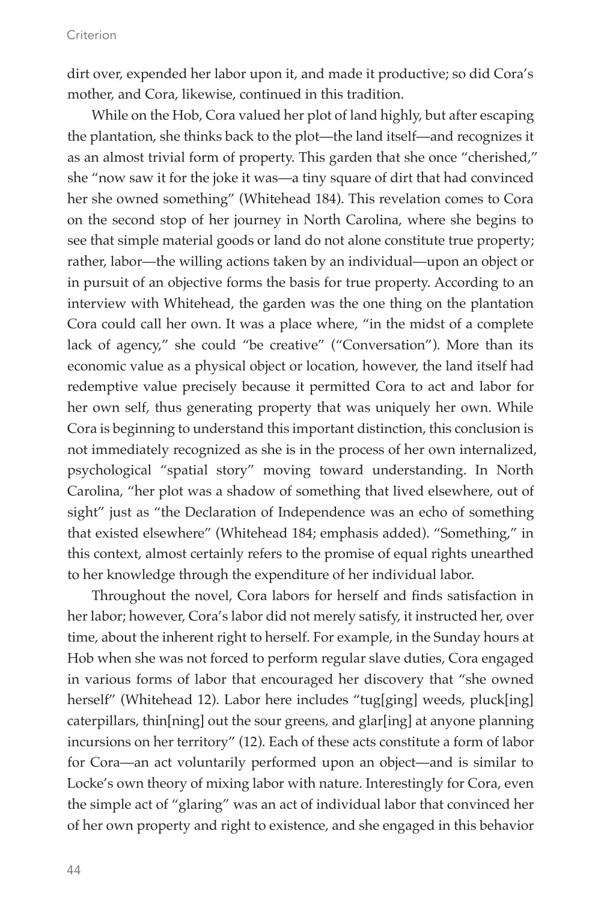dirt over, expended her labor upon it, and made it productive; so did Cora's mother, and Cora, likewise, continued in this tradition.

While on the Hob, Cora valued her plot of land highly, but after escaping the plantation, she thinks back to the plot—the land itself—and recognizes it as an almost trivial form of property. This garden that she once "cherished," she "now saw it for the joke it was—a tiny square of dirt that had convinced her she owned something" (Whitehead 184). This revelation comes to Cora on the second stop of her journey in North Carolina, where she begins to see that simple material goods or land do not alone constitute true property; rather, labor—the willing actions taken by an individual—upon an object or in pursuit of an objective forms the basis for true property. According to an interview with Whitehead, the garden was the one thing on the plantation Cora could call her own. It was a place where, "in the midst of a complete lack of agency," she could "be creative" ("Conversation"). More than its economic value as a physical object or location, however, the land itself had redemptive value precisely because it permitted Cora to act and labor for her own self, thus generating property that was uniquely her own. While Cora is beginning to understand this important distinction, this conclusion is not immediately recognized as she is in the process of her own internalized, psychological "spatial story" moving toward understanding. In North Carolina, "her plot was a shadow of something that lived elsewhere, out of sight" just as "the Declaration of Independence was an echo of something that existed elsewhere" (Whitehead 184; emphasis added). "Something," in this context, almost certainly refers to the promise of equal rights unearthed to her knowledge through the expenditure of her individual labor.

Throughout the novel, Cora labors for herself and finds satisfaction in her labor; however, Cora's labor did not merely satisfy, it instructed her, over time, about the inherent right to herself. For example, in the Sunday hours at Hob when she was not forced to perform regular slave duties, Cora engaged in various forms of labor that encouraged her discovery that "she owned herself" (Whitehead 12). Labor here includes "tug[ging] weeds, pluck[ing] caterpillars, thin[ning] out the sour greens, and glar[ing] at anyone planning incursions on her territory" (12). Each of these acts constitute a form of labor for Cora—an act voluntarily performed upon an object—and is similar to Locke's own theory of mixing labor with nature. Interestingly for Cora, even the simple act of "glaring" was an act of individual labor that convinced her of her own property and right to existence, and she engaged in this behavior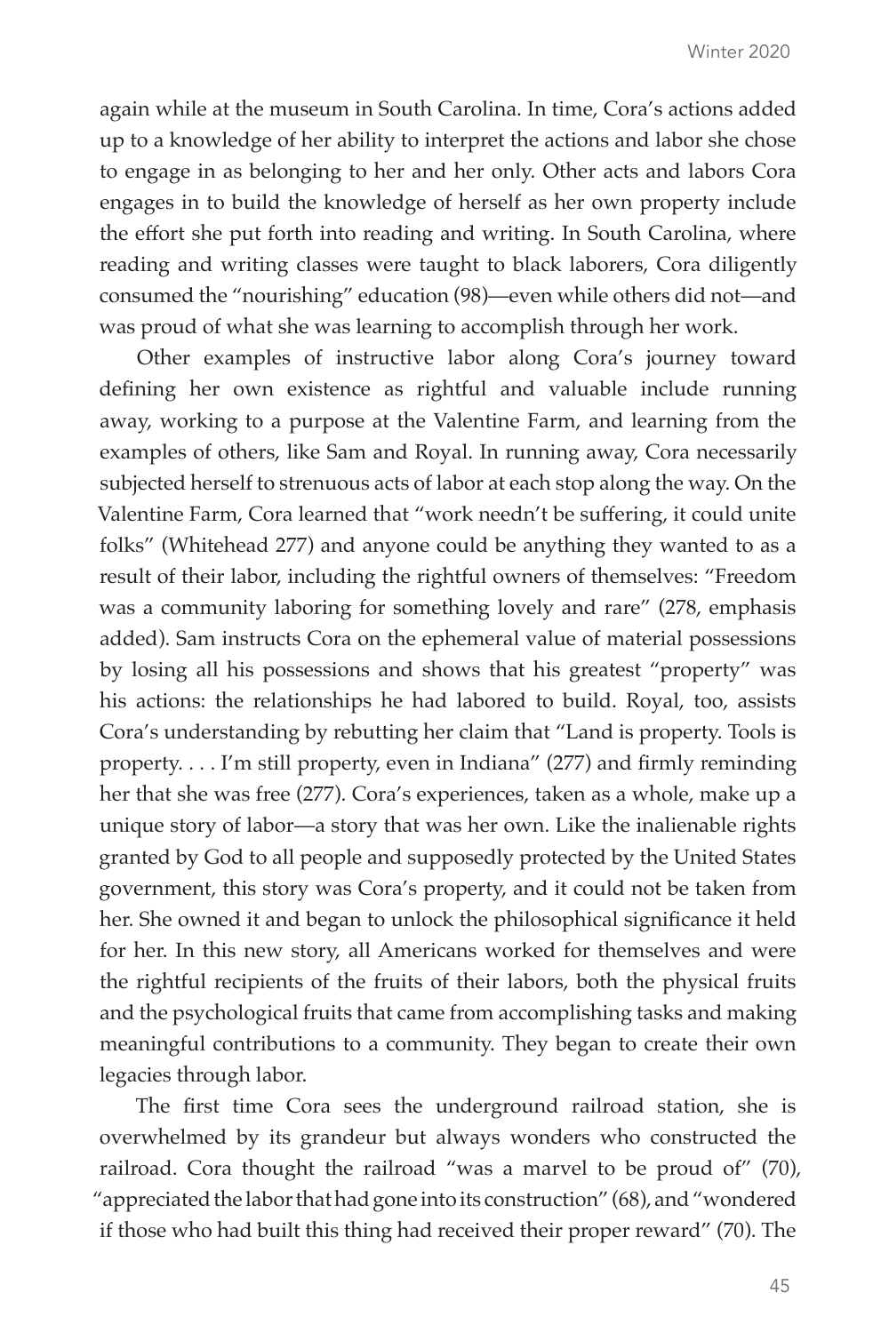again while at the museum in South Carolina. In time, Cora's actions added up to a knowledge of her ability to interpret the actions and labor she chose to engage in as belonging to her and her only. Other acts and labors Cora engages in to build the knowledge of herself as her own property include the effort she put forth into reading and writing. In South Carolina, where reading and writing classes were taught to black laborers, Cora diligently consumed the "nourishing" education (98)—even while others did not—and was proud of what she was learning to accomplish through her work.

Other examples of instructive labor along Cora's journey toward defining her own existence as rightful and valuable include running away, working to a purpose at the Valentine Farm, and learning from the examples of others, like Sam and Royal. In running away, Cora necessarily subjected herself to strenuous acts of labor at each stop along the way. On the Valentine Farm, Cora learned that "work needn't be suffering, it could unite folks" (Whitehead 277) and anyone could be anything they wanted to as a result of their labor, including the rightful owners of themselves: "Freedom was a community laboring for something lovely and rare" (278, emphasis added). Sam instructs Cora on the ephemeral value of material possessions by losing all his possessions and shows that his greatest "property" was his actions: the relationships he had labored to build. Royal, too, assists Cora's understanding by rebutting her claim that "Land is property. Tools is property. . . . I'm still property, even in Indiana" (277) and firmly reminding her that she was free (277). Cora's experiences, taken as a whole, make up a unique story of labor—a story that was her own. Like the inalienable rights granted by God to all people and supposedly protected by the United States government, this story was Cora's property, and it could not be taken from her. She owned it and began to unlock the philosophical significance it held for her. In this new story, all Americans worked for themselves and were the rightful recipients of the fruits of their labors, both the physical fruits and the psychological fruits that came from accomplishing tasks and making meaningful contributions to a community. They began to create their own legacies through labor.

The first time Cora sees the underground railroad station, she is overwhelmed by its grandeur but always wonders who constructed the railroad. Cora thought the railroad "was a marvel to be proud of" (70), "appreciated the labor that had gone into its construction" (68), and "wondered if those who had built this thing had received their proper reward" (70). The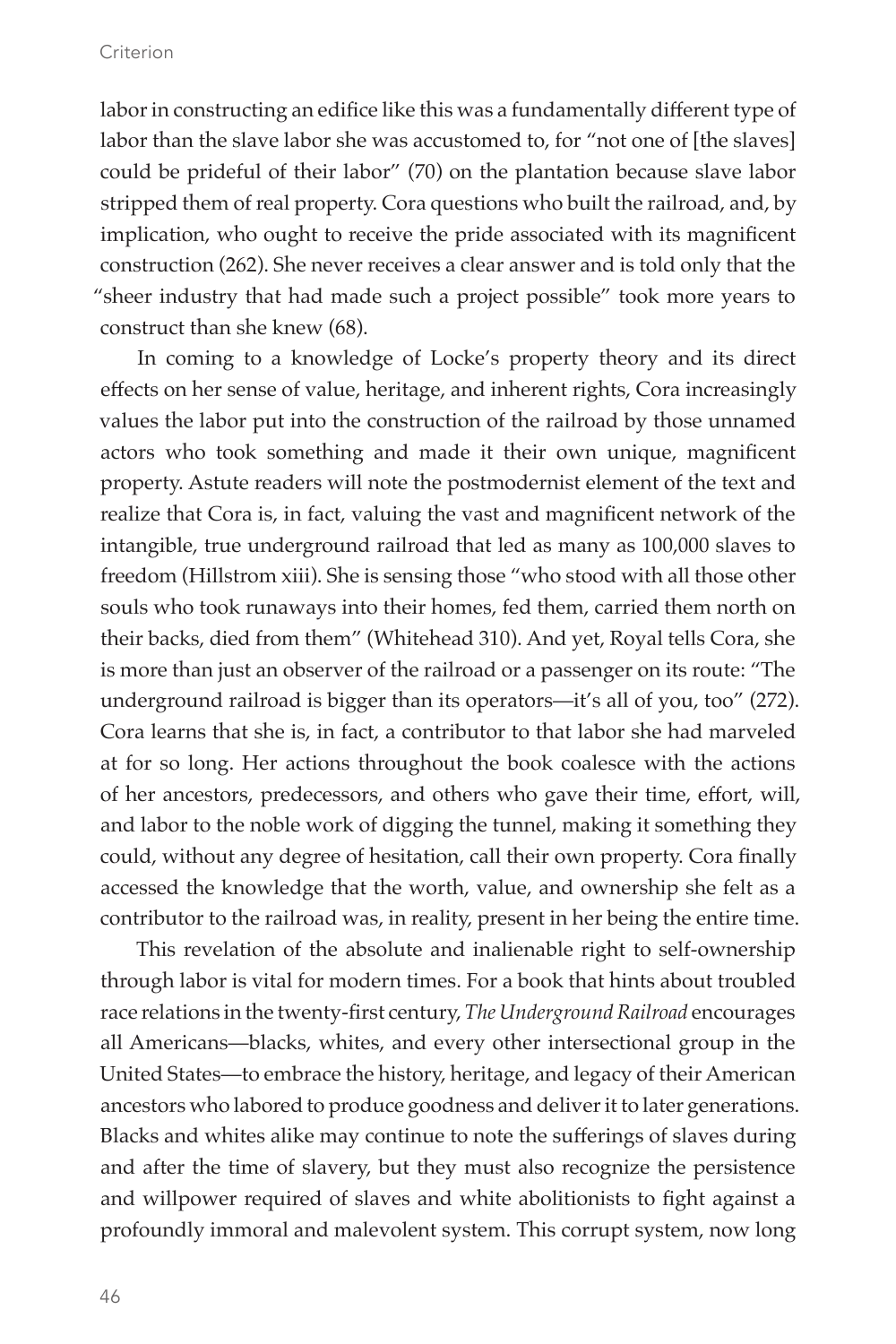labor in constructing an edifice like this was a fundamentally different type of labor than the slave labor she was accustomed to, for "not one of [the slaves] could be prideful of their labor" (70) on the plantation because slave labor stripped them of real property. Cora questions who built the railroad, and, by implication, who ought to receive the pride associated with its magnificent construction (262). She never receives a clear answer and is told only that the "sheer industry that had made such a project possible" took more years to construct than she knew (68).

In coming to a knowledge of Locke's property theory and its direct effects on her sense of value, heritage, and inherent rights, Cora increasingly values the labor put into the construction of the railroad by those unnamed actors who took something and made it their own unique, magnificent property. Astute readers will note the postmodernist element of the text and realize that Cora is, in fact, valuing the vast and magnificent network of the intangible, true underground railroad that led as many as 100,000 slaves to freedom (Hillstrom xiii). She is sensing those "who stood with all those other souls who took runaways into their homes, fed them, carried them north on their backs, died from them" (Whitehead 310). And yet, Royal tells Cora, she is more than just an observer of the railroad or a passenger on its route: "The underground railroad is bigger than its operators—it's all of you, too" (272). Cora learns that she is, in fact, a contributor to that labor she had marveled at for so long. Her actions throughout the book coalesce with the actions of her ancestors, predecessors, and others who gave their time, effort, will, and labor to the noble work of digging the tunnel, making it something they could, without any degree of hesitation, call their own property. Cora finally accessed the knowledge that the worth, value, and ownership she felt as a contributor to the railroad was, in reality, present in her being the entire time.

This revelation of the absolute and inalienable right to self-ownership through labor is vital for modern times. For a book that hints about troubled race relations in the twenty-first century, *The Underground Railroad* encourages all Americans—blacks, whites, and every other intersectional group in the United States—to embrace the history, heritage, and legacy of their American ancestors who labored to produce goodness and deliver it to later generations. Blacks and whites alike may continue to note the sufferings of slaves during and after the time of slavery, but they must also recognize the persistence and willpower required of slaves and white abolitionists to fight against a profoundly immoral and malevolent system. This corrupt system, now long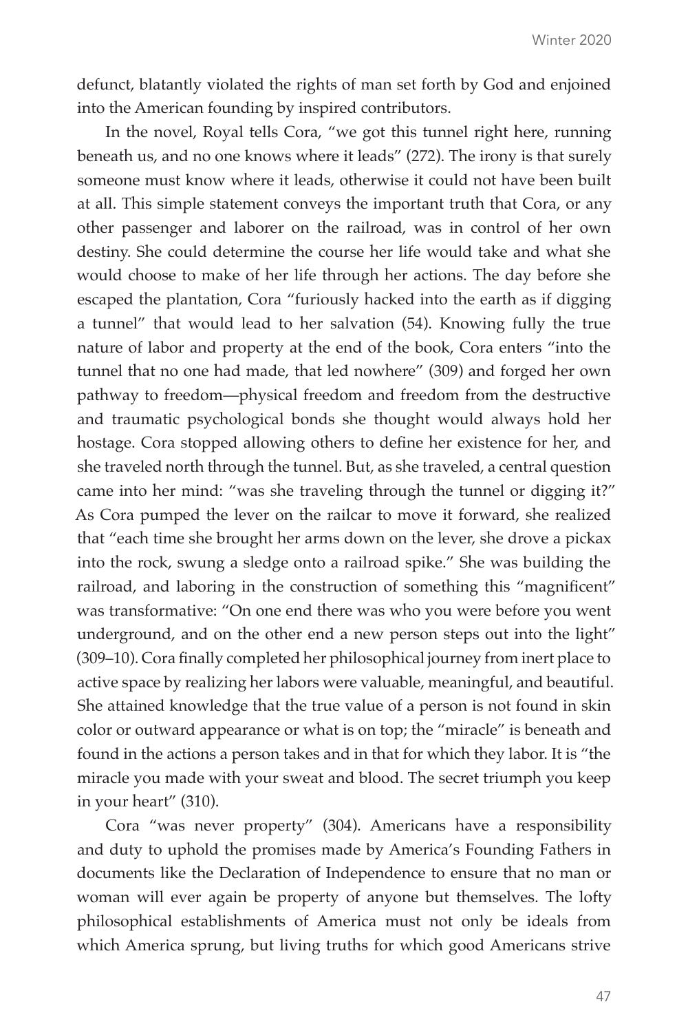defunct, blatantly violated the rights of man set forth by God and enjoined into the American founding by inspired contributors.

In the novel, Royal tells Cora, "we got this tunnel right here, running beneath us, and no one knows where it leads" (272). The irony is that surely someone must know where it leads, otherwise it could not have been built at all. This simple statement conveys the important truth that Cora, or any other passenger and laborer on the railroad, was in control of her own destiny. She could determine the course her life would take and what she would choose to make of her life through her actions. The day before she escaped the plantation, Cora "furiously hacked into the earth as if digging a tunnel" that would lead to her salvation (54). Knowing fully the true nature of labor and property at the end of the book, Cora enters "into the tunnel that no one had made, that led nowhere" (309) and forged her own pathway to freedom—physical freedom and freedom from the destructive and traumatic psychological bonds she thought would always hold her hostage. Cora stopped allowing others to define her existence for her, and she traveled north through the tunnel. But, as she traveled, a central question came into her mind: "was she traveling through the tunnel or digging it?" As Cora pumped the lever on the railcar to move it forward, she realized that "each time she brought her arms down on the lever, she drove a pickax into the rock, swung a sledge onto a railroad spike." She was building the railroad, and laboring in the construction of something this "magnificent" was transformative: "On one end there was who you were before you went underground, and on the other end a new person steps out into the light" (309–10). Cora finally completed her philosophical journey from inert place to active space by realizing her labors were valuable, meaningful, and beautiful. She attained knowledge that the true value of a person is not found in skin color or outward appearance or what is on top; the "miracle" is beneath and found in the actions a person takes and in that for which they labor. It is "the miracle you made with your sweat and blood. The secret triumph you keep in your heart" (310).

Cora "was never property" (304). Americans have a responsibility and duty to uphold the promises made by America's Founding Fathers in documents like the Declaration of Independence to ensure that no man or woman will ever again be property of anyone but themselves. The lofty philosophical establishments of America must not only be ideals from which America sprung, but living truths for which good Americans strive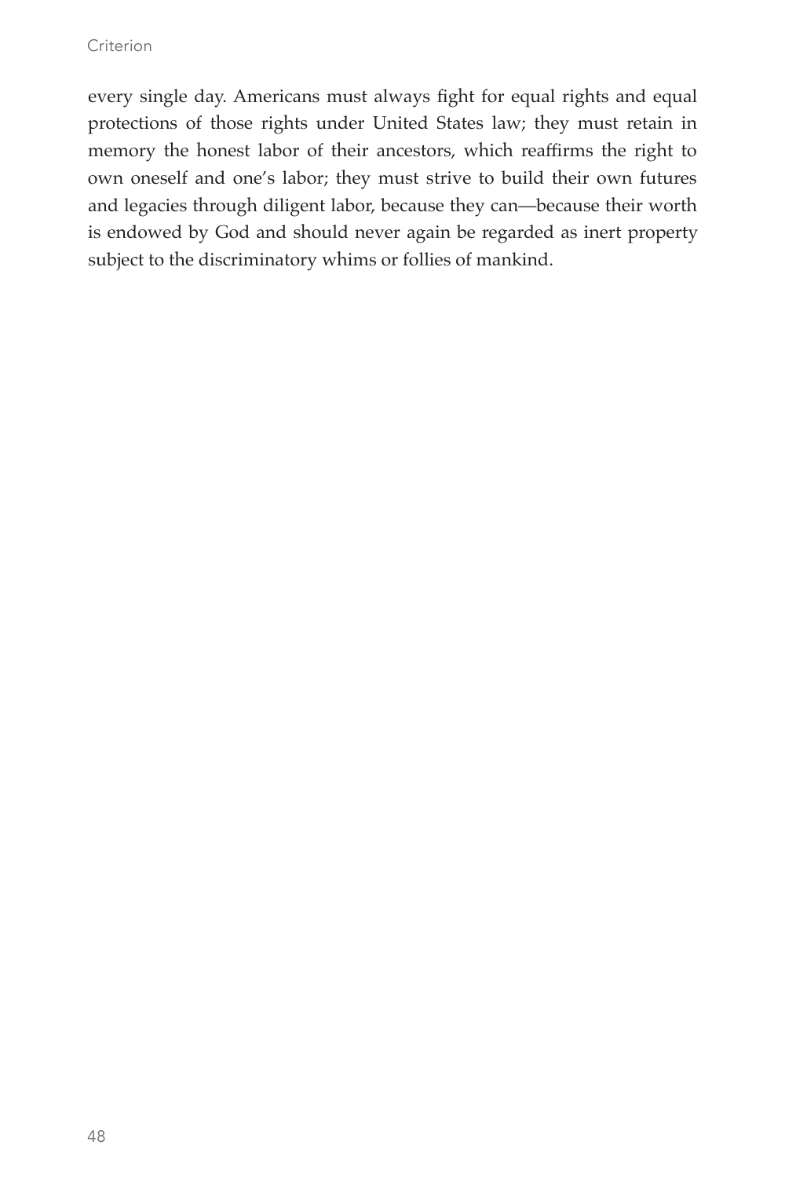every single day. Americans must always fight for equal rights and equal protections of those rights under United States law; they must retain in memory the honest labor of their ancestors, which reaffirms the right to own oneself and one's labor; they must strive to build their own futures and legacies through diligent labor, because they can—because their worth is endowed by God and should never again be regarded as inert property subject to the discriminatory whims or follies of mankind.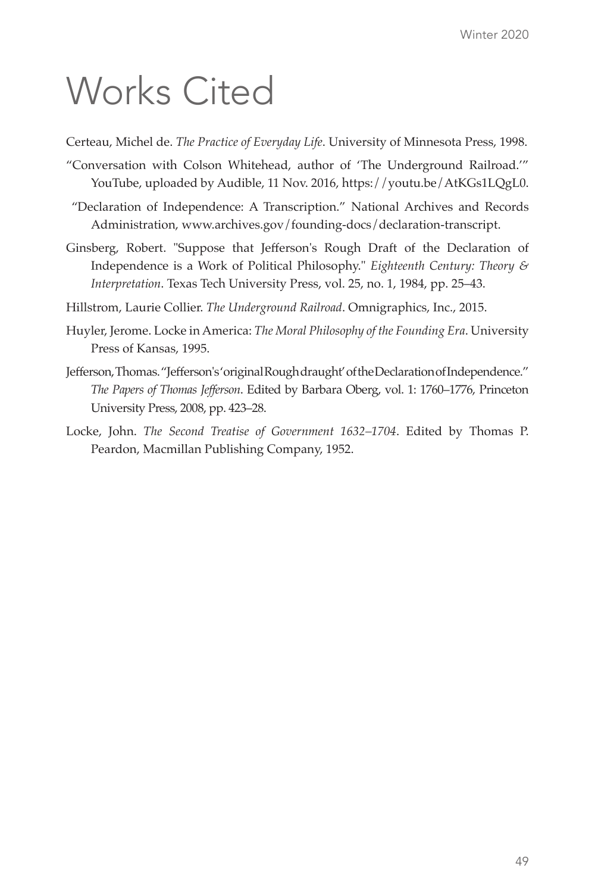# Works Cited

Certeau, Michel de. *The Practice of Everyday Life*. University of Minnesota Press, 1998.

"Conversation with Colson Whitehead, author of 'The Underground Railroad.'" YouTube, uploaded by Audible, 11 Nov. 2016, https://youtu.be/AtKGs1LQgL0.

"Declaration of Independence: A Transcription." National Archives and Records Administration, www.archives.gov/founding-docs/declaration-transcript.

Ginsberg, Robert. "Suppose that Jefferson's Rough Draft of the Declaration of Independence is a Work of Political Philosophy." *Eighteenth Century: Theory & Interpretation*. Texas Tech University Press, vol. 25, no. 1, 1984, pp. 25–43.

Hillstrom, Laurie Collier. *The Underground Railroad*. Omnigraphics, Inc., 2015.

Huyler, Jerome. Locke in America: *The Moral Philosophy of the Founding Era*. University Press of Kansas, 1995.

Jefferson, Thomas. "Jefferson's 'original Rough draught' of the Declaration of Independence." *The Papers of Thomas Jefferson*. Edited by Barbara Oberg, vol. 1: 1760–1776, Princeton University Press, 2008, pp. 423–28.

Locke, John. *The Second Treatise of Government 1632–1704*. Edited by Thomas P. Peardon, Macmillan Publishing Company, 1952.